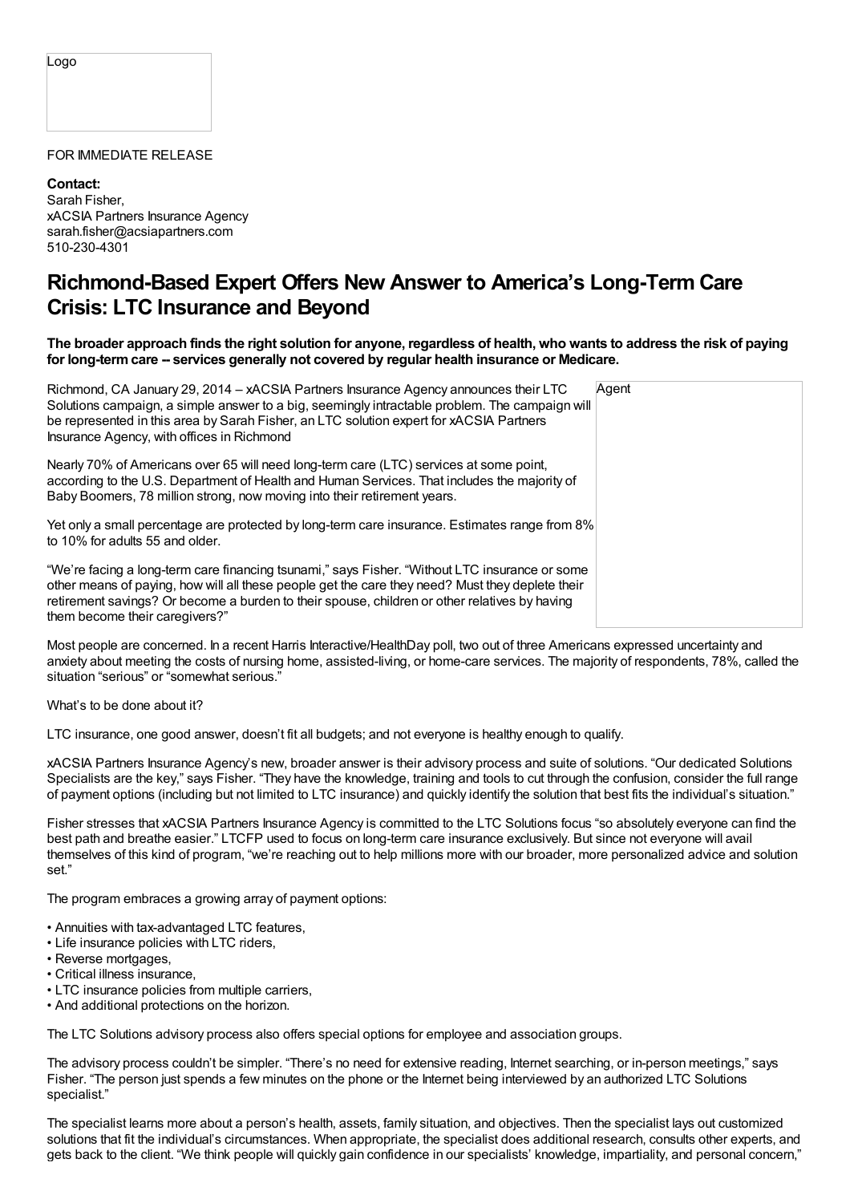Logo

FOR IMMEDIATE RELEASE

**Contact:**
Sarah Fisher,
xACSIA Partners Insurance Agency
sarah.fisher@acsiapartners.com
510-230-4301

# Richmond-Based Expert Offers New Answer to America's Long-Term Care Crisis: LTC Insurance and Beyond

**The broader approach finds the right solution for anyone, regardless of health, who wants to address the risk of paying for long-term care -- services generally not covered by regular health insurance or Medicare.**

Agent

Richmond, CA January 29, 2014 – xACSIA Partners Insurance Agency announces their LTC Solutions campaign, a simple answer to a big, seemingly intractable problem. The campaign will be represented in this area by Sarah Fisher, an LTC solution expert for xACSIA Partners Insurance Agency, with offices in Richmond

Nearly 70% of Americans over 65 will need long-term care (LTC) services at some point, according to the U.S. Department of Health and Human Services. That includes the majority of Baby Boomers, 78 million strong, now moving into their retirement years.

Yet only a small percentage are protected by long-term care insurance. Estimates range from 8% to 10% for adults 55 and older.

"We're facing a long-term care financing tsunami," says Fisher. "Without LTC insurance or some other means of paying, how will all these people get the care they need? Must they deplete their retirement savings? Or become a burden to their spouse, children or other relatives by having them become their caregivers?"

Most people are concerned. In a recent Harris Interactive/HealthDay poll, two out of three Americans expressed uncertainty and anxiety about meeting the costs of nursing home, assisted-living, or home-care services. The majority of respondents, 78%, called the situation "serious" or "somewhat serious."

What's to be done about it?

LTC insurance, one good answer, doesn't fit all budgets; and not everyone is healthy enough to qualify.

xACSIA Partners Insurance Agency's new, broader answer is their advisory process and suite of solutions. "Our dedicated Solutions Specialists are the key," says Fisher. "They have the knowledge, training and tools to cut through the confusion, consider the full range of payment options (including but not limited to LTC insurance) and quickly identify the solution that best fits the individual's situation."

Fisher stresses that xACSIA Partners Insurance Agency is committed to the LTC Solutions focus "so absolutely everyone can find the best path and breathe easier." LTCFP used to focus on long-term care insurance exclusively. But since not everyone will avail themselves of this kind of program, "we're reaching out to help millions more with our broader, more personalized advice and solution set."

The program embraces a growing array of payment options:

- Annuities with tax-advantaged LTC features,
- Life insurance policies with LTC riders,
- Reverse mortgages,
- Critical illness insurance,
- LTC insurance policies from multiple carriers,
- And additional protections on the horizon.

The LTC Solutions advisory process also offers special options for employee and association groups.

The advisory process couldn't be simpler. "There's no need for extensive reading, Internet searching, or in-person meetings," says Fisher. "The person just spends a few minutes on the phone or the Internet being interviewed by an authorized LTC Solutions specialist."

The specialist learns more about a person's health, assets, family situation, and objectives. Then the specialist lays out customized solutions that fit the individual's circumstances. When appropriate, the specialist does additional research, consults other experts, and gets back to the client. "We think people will quickly gain confidence in our specialists' knowledge, impartiality, and personal concern,"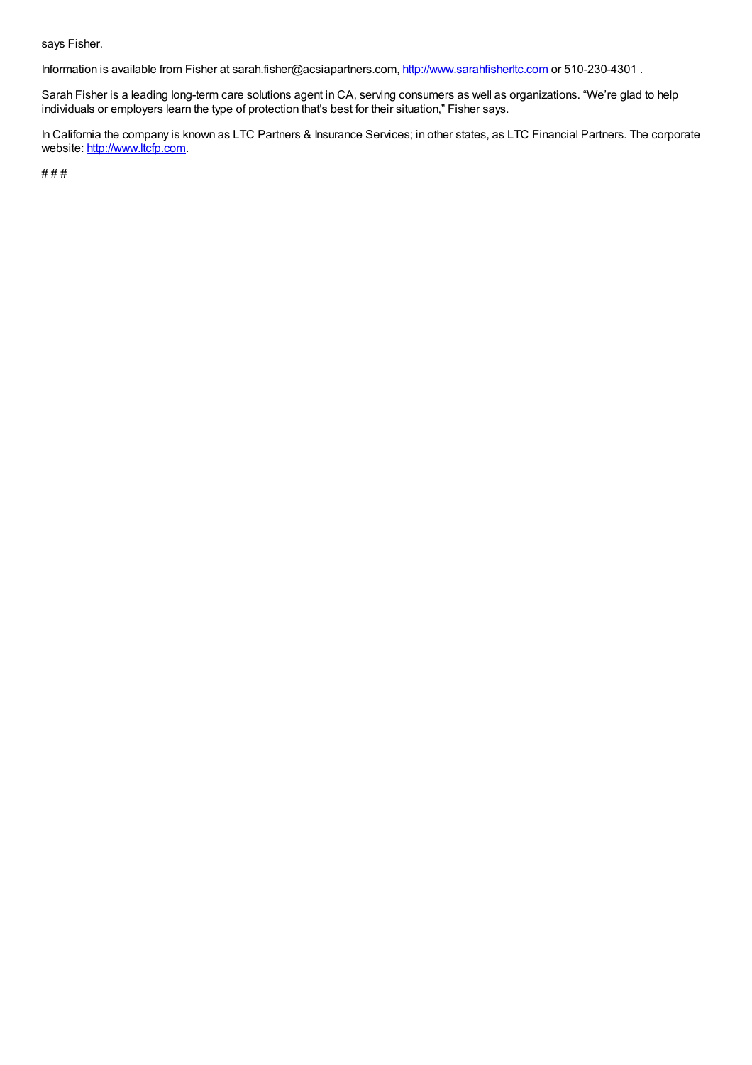says Fisher.

Information is available from Fisher at sarah.fisher@acsiapartners.com, http://www.sarahfisherltc.com or 510-230-4301 .

Sarah Fisher is a leading long-term care solutions agent in CA, serving consumers as well as organizations. “We’re glad to help individuals or employers learn the type of protection that's best for their situation,” Fisher says.

In California the company is known as LTC Partners & Insurance Services; in other states, as LTC Financial Partners. The corporate website: http://www.ltcfp.com.

# # #